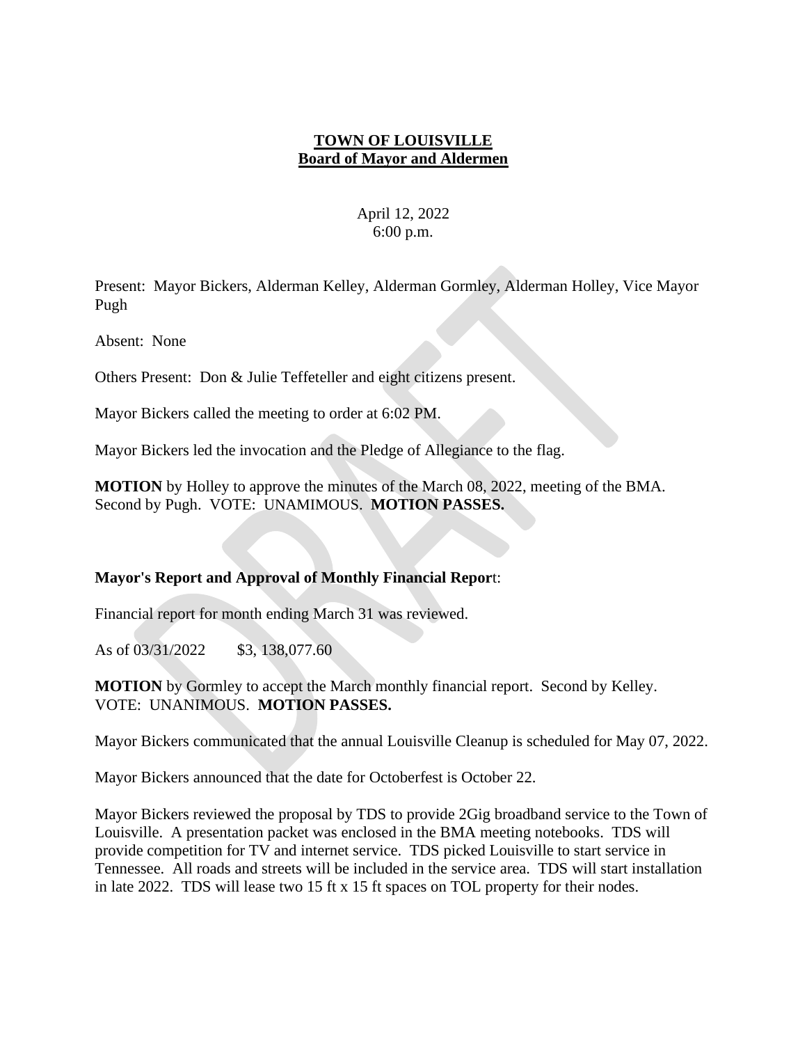# TOWN OF LOUISVILLE
## Board of Mayor and Aldermen

April 12, 2022
6:00 p.m.

Present: Mayor Bickers, Alderman Kelley, Alderman Gormley, Alderman Holley, Vice Mayor Pugh

Absent: None

Others Present: Don & Julie Teffeteller and eight citizens present.

Mayor Bickers called the meeting to order at 6:02 PM.

Mayor Bickers led the invocation and the Pledge of Allegiance to the flag.

**MOTION** by Holley to approve the minutes of the March 08, 2022, meeting of the BMA. Second by Pugh. VOTE: UNAMIMOUS. **MOTION PASSES.**

**Mayor's Report and Approval of Monthly Financial Repor**t:

Financial report for month ending March 31 was reviewed.

As of 03/31/2022 $3, 138,077.60

**MOTION** by Gormley to accept the March monthly financial report. Second by Kelley. VOTE: UNANIMOUS. **MOTION PASSES.**

Mayor Bickers communicated that the annual Louisville Cleanup is scheduled for May 07, 2022.

Mayor Bickers announced that the date for Octoberfest is October 22.

Mayor Bickers reviewed the proposal by TDS to provide 2Gig broadband service to the Town of Louisville. A presentation packet was enclosed in the BMA meeting notebooks. TDS will provide competition for TV and internet service. TDS picked Louisville to start service in Tennessee. All roads and streets will be included in the service area. TDS will start installation in late 2022. TDS will lease two 15 ft x 15 ft spaces on TOL property for their nodes.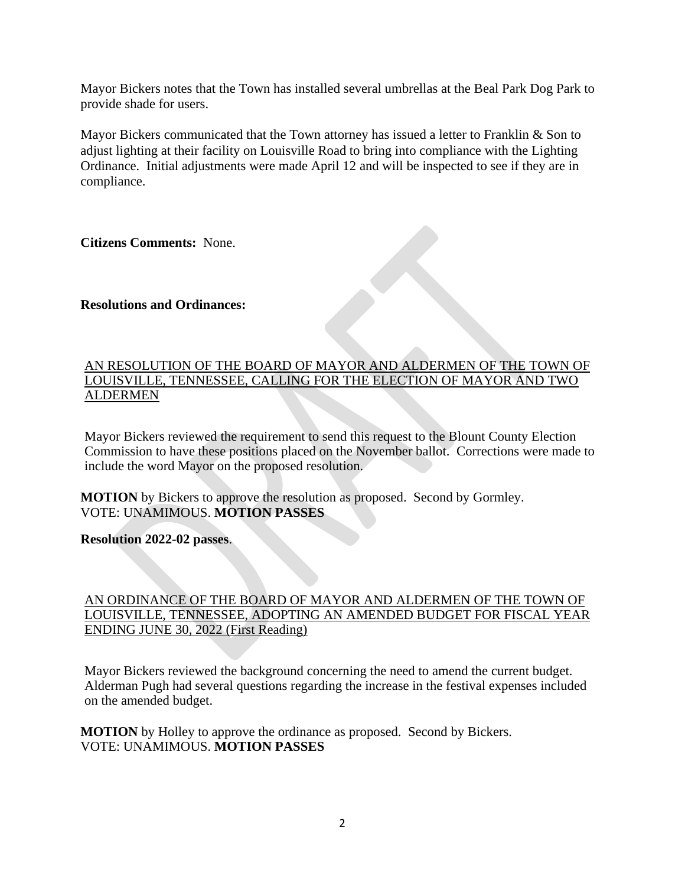Mayor Bickers notes that the Town has installed several umbrellas at the Beal Park Dog Park to provide shade for users.

Mayor Bickers communicated that the Town attorney has issued a letter to Franklin & Son to adjust lighting at their facility on Louisville Road to bring into compliance with the Lighting Ordinance. Initial adjustments were made April 12 and will be inspected to see if they are in compliance.

**Citizens Comments:** None.

**Resolutions and Ordinances:**

AN RESOLUTION OF THE BOARD OF MAYOR AND ALDERMEN OF THE TOWN OF LOUISVILLE, TENNESSEE, CALLING FOR THE ELECTION OF MAYOR AND TWO ALDERMEN

Mayor Bickers reviewed the requirement to send this request to the Blount County Election Commission to have these positions placed on the November ballot. Corrections were made to include the word Mayor on the proposed resolution.

**MOTION** by Bickers to approve the resolution as proposed. Second by Gormley.
VOTE: UNAMIMOUS. **MOTION PASSES**

**Resolution 2022-02 passes**.

AN ORDINANCE OF THE BOARD OF MAYOR AND ALDERMEN OF THE TOWN OF LOUISVILLE, TENNESSEE, ADOPTING AN AMENDED BUDGET FOR FISCAL YEAR ENDING JUNE 30, 2022 (First Reading)

Mayor Bickers reviewed the background concerning the need to amend the current budget. Alderman Pugh had several questions regarding the increase in the festival expenses included on the amended budget.

**MOTION** by Holley to approve the ordinance as proposed. Second by Bickers.
VOTE: UNAMIMOUS. **MOTION PASSES**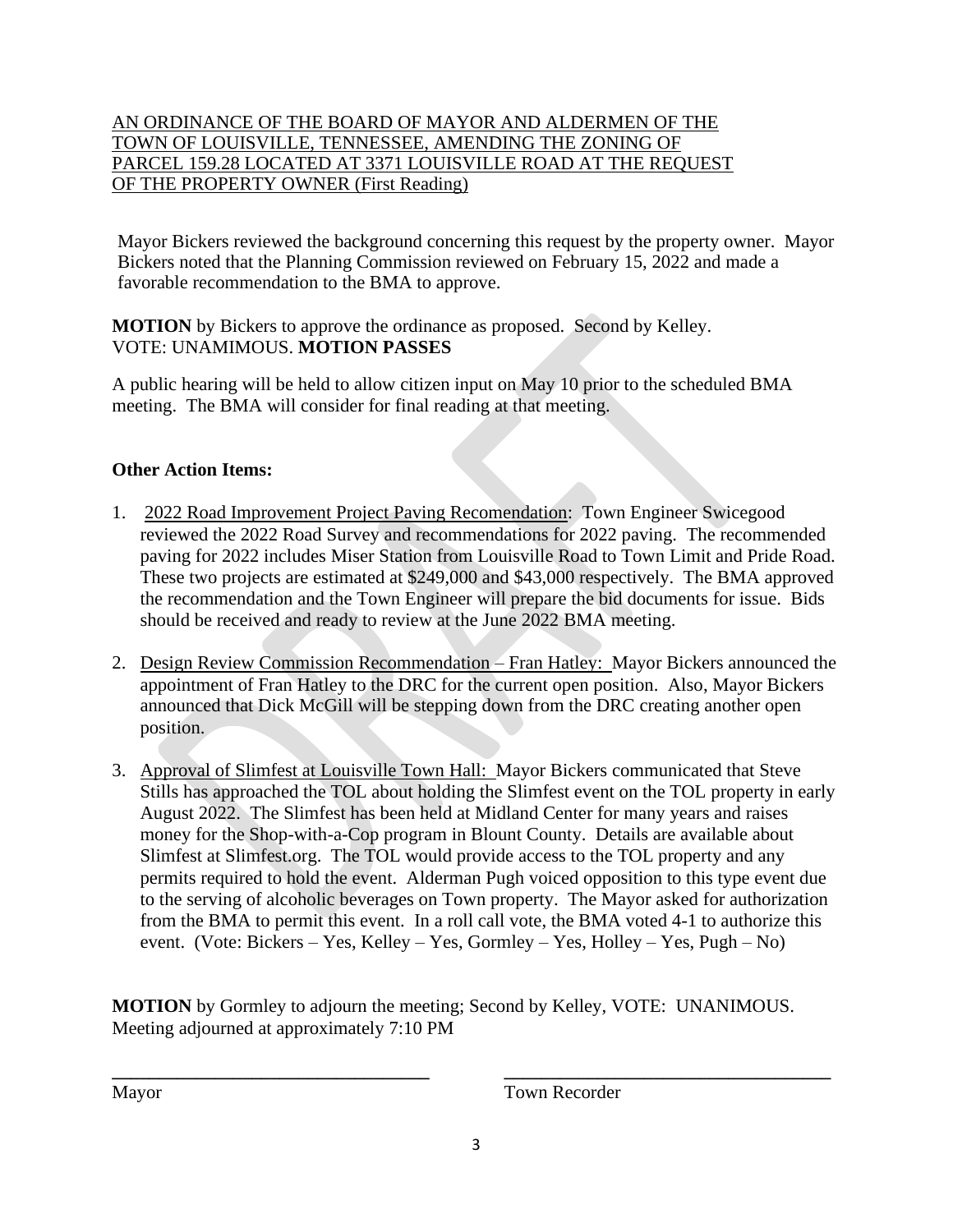AN ORDINANCE OF THE BOARD OF MAYOR AND ALDERMEN OF THE TOWN OF LOUISVILLE, TENNESSEE, AMENDING THE ZONING OF PARCEL 159.28 LOCATED AT 3371 LOUISVILLE ROAD AT THE REQUEST OF THE PROPERTY OWNER (First Reading)

Mayor Bickers reviewed the background concerning this request by the property owner. Mayor Bickers noted that the Planning Commission reviewed on February 15, 2022 and made a favorable recommendation to the BMA to approve.

**MOTION** by Bickers to approve the ordinance as proposed. Second by Kelley. VOTE: UNAMIMOUS. **MOTION PASSES**

A public hearing will be held to allow citizen input on May 10 prior to the scheduled BMA meeting. The BMA will consider for final reading at that meeting.

**Other Action Items:**

1. 2022 Road Improvement Project Paving Recomendation: Town Engineer Swicegood reviewed the 2022 Road Survey and recommendations for 2022 paving. The recommended paving for 2022 includes Miser Station from Louisville Road to Town Limit and Pride Road. These two projects are estimated at $249,000 and $43,000 respectively. The BMA approved the recommendation and the Town Engineer will prepare the bid documents for issue. Bids should be received and ready to review at the June 2022 BMA meeting.

2. Design Review Commission Recommendation – Fran Hatley: Mayor Bickers announced the appointment of Fran Hatley to the DRC for the current open position. Also, Mayor Bickers announced that Dick McGill will be stepping down from the DRC creating another open position.

3. Approval of Slimfest at Louisville Town Hall: Mayor Bickers communicated that Steve Stills has approached the TOL about holding the Slimfest event on the TOL property in early August 2022. The Slimfest has been held at Midland Center for many years and raises money for the Shop-with-a-Cop program in Blount County. Details are available about Slimfest at Slimfest.org. The TOL would provide access to the TOL property and any permits required to hold the event. Alderman Pugh voiced opposition to this type event due to the serving of alcoholic beverages on Town property. The Mayor asked for authorization from the BMA to permit this event. In a roll call vote, the BMA voted 4-1 to authorize this event. (Vote: Bickers – Yes, Kelley – Yes, Gormley – Yes, Holley – Yes, Pugh – No)

**MOTION** by Gormley to adjourn the meeting; Second by Kelley, VOTE: UNANIMOUS. Meeting adjourned at approximately 7:10 PM

\_\_\_\_\_\_\_\_\_\_\_\_\_\_\_\_\_\_\_\_\_\_\_\_\_\_\_\_\_\_\_\_ \_\_\_\_\_\_\_\_\_\_\_\_\_\_\_\_\_\_\_\_\_\_\_\_\_\_\_\_\_\_\_\_

Mayor Town Recorder